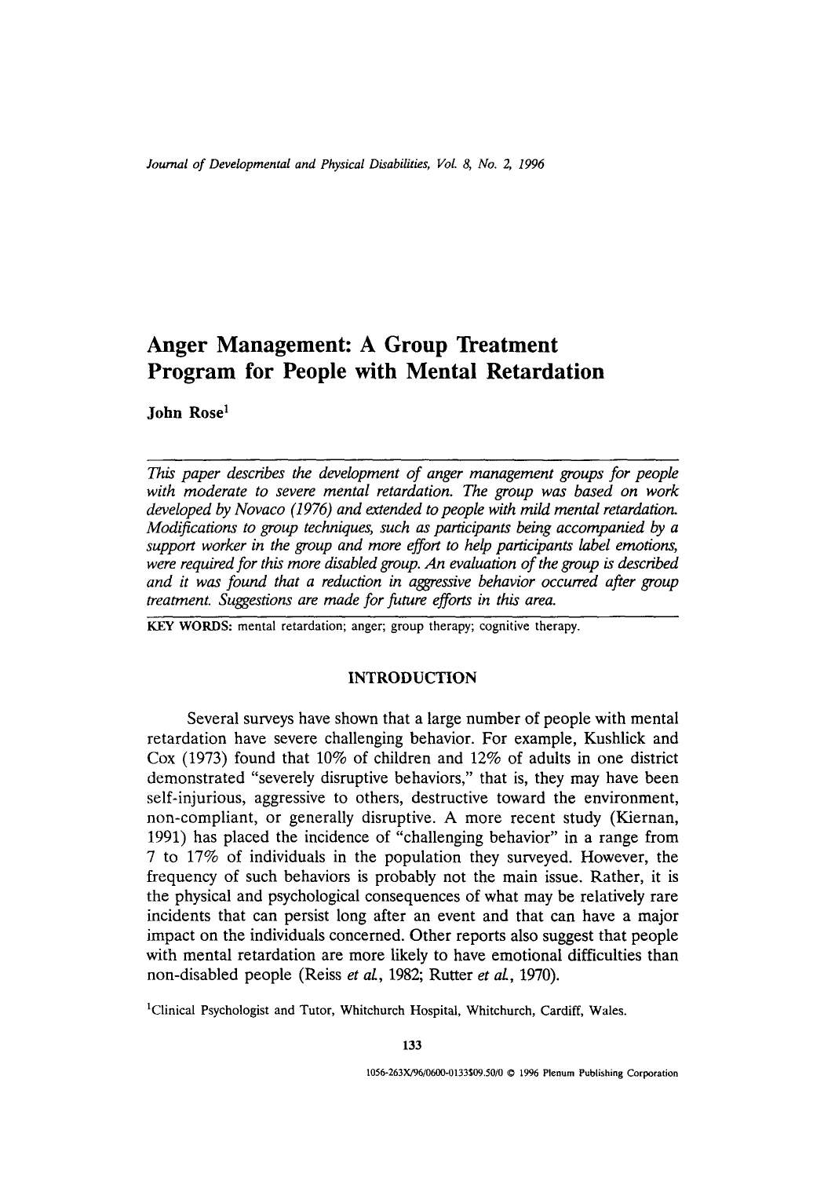# Anger Management: A Group Treatment Program for People with Mental Retardation

**John Rose**[1]

*This paper describes the development of anger management groups for people with moderate to severe mental retardation. The group was based on work developed by Novaco (1976) and extended to people with mild mental retardation. Modifications to group techniques, such as participants being accompanied by a support worker in the group and more effort to help participants label emotions, were required for this more disabled group. An evaluation of the group is described and it was found that a reduction in aggressive behavior occurred after group treatment. Suggestions are made for future efforts in this area.*

**KEY WORDS:** mental retardation; anger; group therapy; cognitive therapy.

## INTRODUCTION

Several surveys have shown that a large number of people with mental retardation have severe challenging behavior. For example, Kushlick and Cox (1973) found that 10% of children and 12% of adults in one district demonstrated "severely disruptive behaviors," that is, they may have been self-injurious, aggressive to others, destructive toward the environment, non-compliant, or generally disruptive. A more recent study (Kiernan, 1991) has placed the incidence of "challenging behavior" in a range from 7 to 17% of individuals in the population they surveyed. However, the frequency of such behaviors is probably not the main issue. Rather, it is the physical and psychological consequences of what may be relatively rare incidents that can persist long after an event and that can have a major impact on the individuals concerned. Other reports also suggest that people with mental retardation are more likely to have emotional difficulties than non-disabled people (Reiss *et al.*, 1982; Rutter *et al.*, 1970).

[1] Clinical Psychologist and Tutor, Whitchurch Hospital, Whitchurch, Cardiff, Wales.

1056-263X/96/0600-0133$09.50/0 © 1996 Plenum Publishing Corporation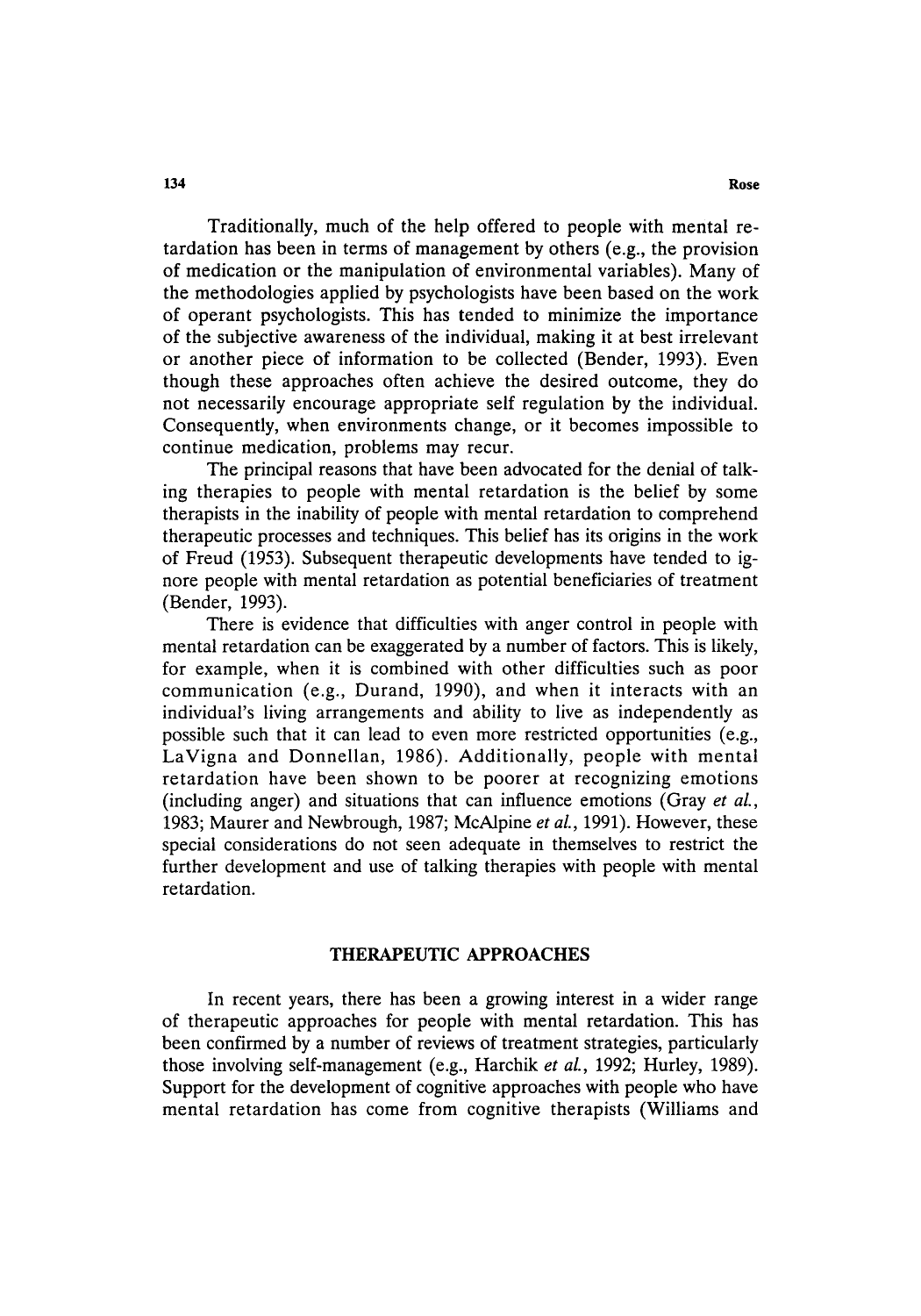Traditionally, much of the help offered to people with mental retardation has been in terms of management by others (e.g., the provision of medication or the manipulation of environmental variables). Many of the methodologies applied by psychologists have been based on the work of operant psychologists. This has tended to minimize the importance of the subjective awareness of the individual, making it at best irrelevant or another piece of information to be collected (Bender, 1993). Even though these approaches often achieve the desired outcome, they do not necessarily encourage appropriate self regulation by the individual. Consequently, when environments change, or it becomes impossible to continue medication, problems may recur.

The principal reasons that have been advocated for the denial of talking therapies to people with mental retardation is the belief by some therapists in the inability of people with mental retardation to comprehend therapeutic processes and techniques. This belief has its origins in the work of Freud (1953). Subsequent therapeutic developments have tended to ignore people with mental retardation as potential beneficiaries of treatment (Bender, 1993).

There is evidence that difficulties with anger control in people with mental retardation can be exaggerated by a number of factors. This is likely, for example, when it is combined with other difficulties such as poor communication (e.g., Durand, 1990), and when it interacts with an individual's living arrangements and ability to live as independently as possible such that it can lead to even more restricted opportunities (e.g., LaVigna and Donnellan, 1986). Additionally, people with mental retardation have been shown to be poorer at recognizing emotions (including anger) and situations that can influence emotions (Gray *et al.*, 1983; Maurer and Newbrough, 1987; McAlpine *et al.*, 1991). However, these special considerations do not seen adequate in themselves to restrict the further development and use of talking therapies with people with mental retardation.

## THERAPEUTIC APPROACHES

In recent years, there has been a growing interest in a wider range of therapeutic approaches for people with mental retardation. This has been confirmed by a number of reviews of treatment strategies, particularly those involving self-management (e.g., Harchik *et al.*, 1992; Hurley, 1989). Support for the development of cognitive approaches with people who have mental retardation has come from cognitive therapists (Williams and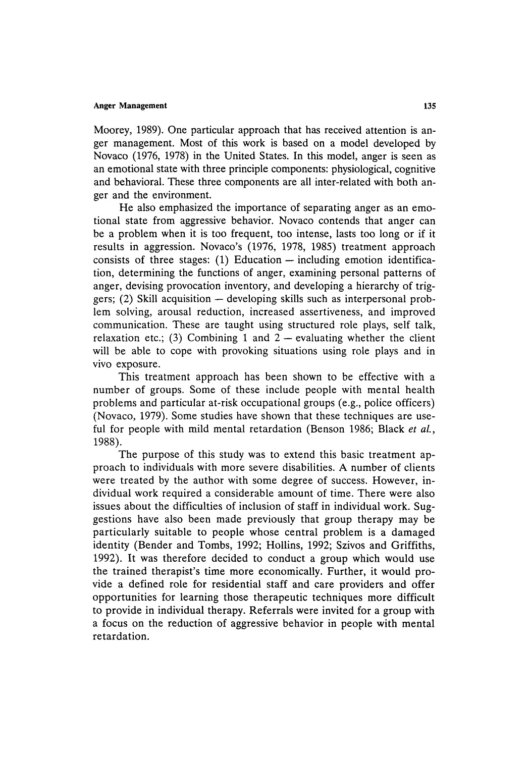Moorey, 1989). One particular approach that has received attention is anger management. Most of this work is based on a model developed by Novaco (1976, 1978) in the United States. In this model, anger is seen as an emotional state with three principle components: physiological, cognitive and behavioral. These three components are all inter-related with both anger and the environment.

He also emphasized the importance of separating anger as an emotional state from aggressive behavior. Novaco contends that anger can be a problem when it is too frequent, too intense, lasts too long or if it results in aggression. Novaco's (1976, 1978, 1985) treatment approach consists of three stages: (1) Education — including emotion identification, determining the functions of anger, examining personal patterns of anger, devising provocation inventory, and developing a hierarchy of triggers; (2) Skill acquisition — developing skills such as interpersonal problem solving, arousal reduction, increased assertiveness, and improved communication. These are taught using structured role plays, self talk, relaxation etc.; (3) Combining 1 and 2 — evaluating whether the client will be able to cope with provoking situations using role plays and in vivo exposure.

This treatment approach has been shown to be effective with a number of groups. Some of these include people with mental health problems and particular at-risk occupational groups (e.g., police officers) (Novaco, 1979). Some studies have shown that these techniques are useful for people with mild mental retardation (Benson 1986; Black *et al.*, 1988).

The purpose of this study was to extend this basic treatment approach to individuals with more severe disabilities. A number of clients were treated by the author with some degree of success. However, individual work required a considerable amount of time. There were also issues about the difficulties of inclusion of staff in individual work. Suggestions have also been made previously that group therapy may be particularly suitable to people whose central problem is a damaged identity (Bender and Tombs, 1992; Hollins, 1992; Szivos and Griffiths, 1992). It was therefore decided to conduct a group which would use the trained therapist's time more economically. Further, it would provide a defined role for residential staff and care providers and offer opportunities for learning those therapeutic techniques more difficult to provide in individual therapy. Referrals were invited for a group with a focus on the reduction of aggressive behavior in people with mental retardation.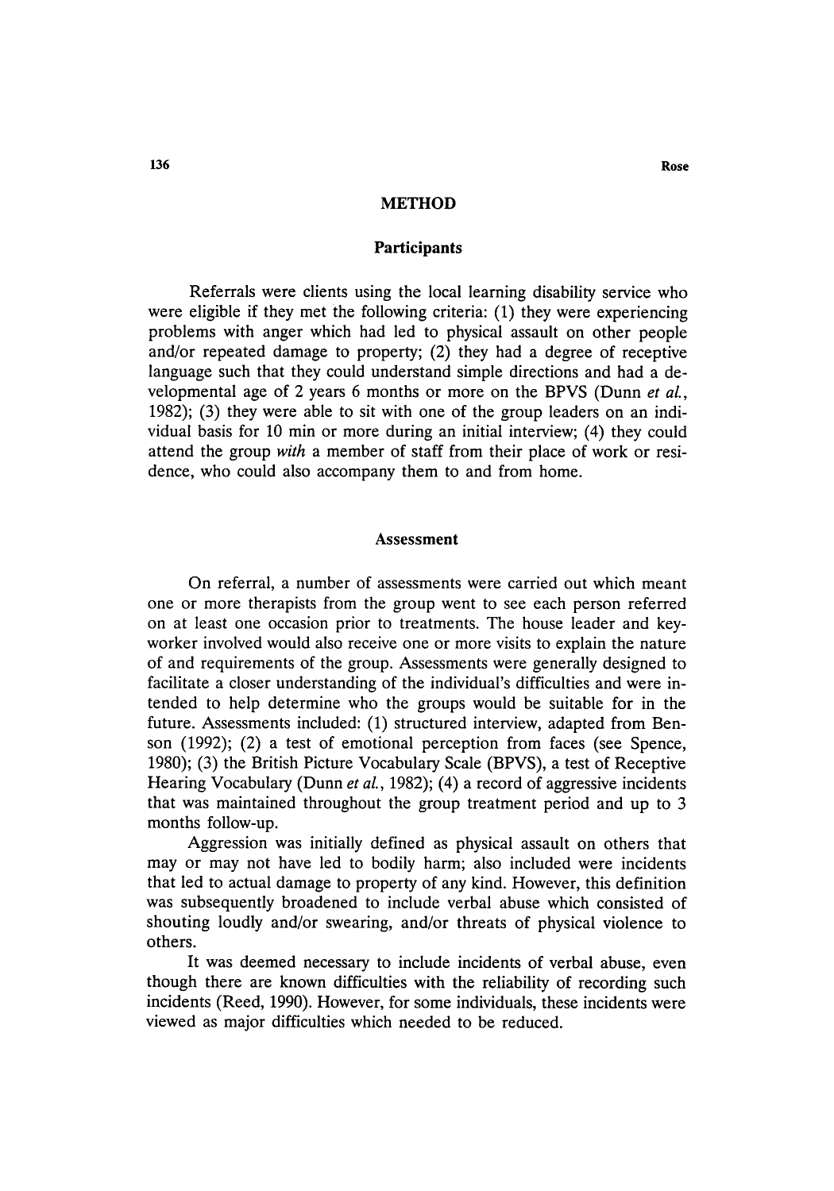## METHOD

### Participants

Referrals were clients using the local learning disability service who were eligible if they met the following criteria: (1) they were experiencing problems with anger which had led to physical assault on other people and/or repeated damage to property; (2) they had a degree of receptive language such that they could understand simple directions and had a developmental age of 2 years 6 months or more on the BPVS (Dunn *et al.*, 1982); (3) they were able to sit with one of the group leaders on an individual basis for 10 min or more during an initial interview; (4) they could attend the group *with* a member of staff from their place of work or residence, who could also accompany them to and from home.

### Assessment

On referral, a number of assessments were carried out which meant one or more therapists from the group went to see each person referred on at least one occasion prior to treatments. The house leader and key-worker involved would also receive one or more visits to explain the nature of and requirements of the group. Assessments were generally designed to facilitate a closer understanding of the individual's difficulties and were intended to help determine who the groups would be suitable for in the future. Assessments included: (1) structured interview, adapted from Benson (1992); (2) a test of emotional perception from faces (see Spence, 1980); (3) the British Picture Vocabulary Scale (BPVS), a test of Receptive Hearing Vocabulary (Dunn *et al.*, 1982); (4) a record of aggressive incidents that was maintained throughout the group treatment period and up to 3 months follow-up.

Aggression was initially defined as physical assault on others that may or may not have led to bodily harm; also included were incidents that led to actual damage to property of any kind. However, this definition was subsequently broadened to include verbal abuse which consisted of shouting loudly and/or swearing, and/or threats of physical violence to others.

It was deemed necessary to include incidents of verbal abuse, even though there are known difficulties with the reliability of recording such incidents (Reed, 1990). However, for some individuals, these incidents were viewed as major difficulties which needed to be reduced.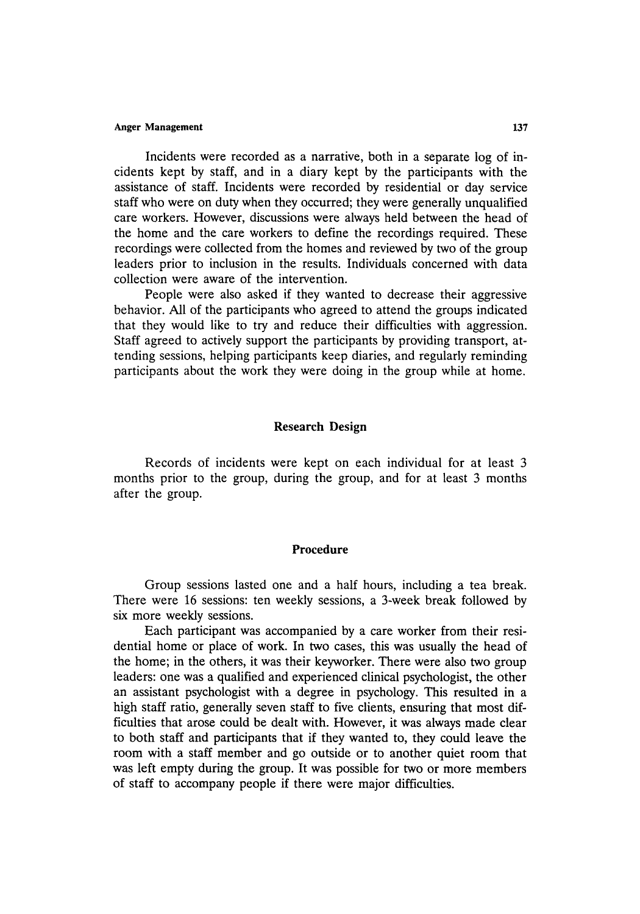Incidents were recorded as a narrative, both in a separate log of incidents kept by staff, and in a diary kept by the participants with the assistance of staff. Incidents were recorded by residential or day service staff who were on duty when they occurred; they were generally unqualified care workers. However, discussions were always held between the head of the home and the care workers to define the recordings required. These recordings were collected from the homes and reviewed by two of the group leaders prior to inclusion in the results. Individuals concerned with data collection were aware of the intervention.

People were also asked if they wanted to decrease their aggressive behavior. All of the participants who agreed to attend the groups indicated that they would like to try and reduce their difficulties with aggression. Staff agreed to actively support the participants by providing transport, attending sessions, helping participants keep diaries, and regularly reminding participants about the work they were doing in the group while at home.

## Research Design

Records of incidents were kept on each individual for at least 3 months prior to the group, during the group, and for at least 3 months after the group.

## Procedure

Group sessions lasted one and a half hours, including a tea break. There were 16 sessions: ten weekly sessions, a 3-week break followed by six more weekly sessions.

Each participant was accompanied by a care worker from their residential home or place of work. In two cases, this was usually the head of the home; in the others, it was their keyworker. There were also two group leaders: one was a qualified and experienced clinical psychologist, the other an assistant psychologist with a degree in psychology. This resulted in a high staff ratio, generally seven staff to five clients, ensuring that most difficulties that arose could be dealt with. However, it was always made clear to both staff and participants that if they wanted to, they could leave the room with a staff member and go outside or to another quiet room that was left empty during the group. It was possible for two or more members of staff to accompany people if there were major difficulties.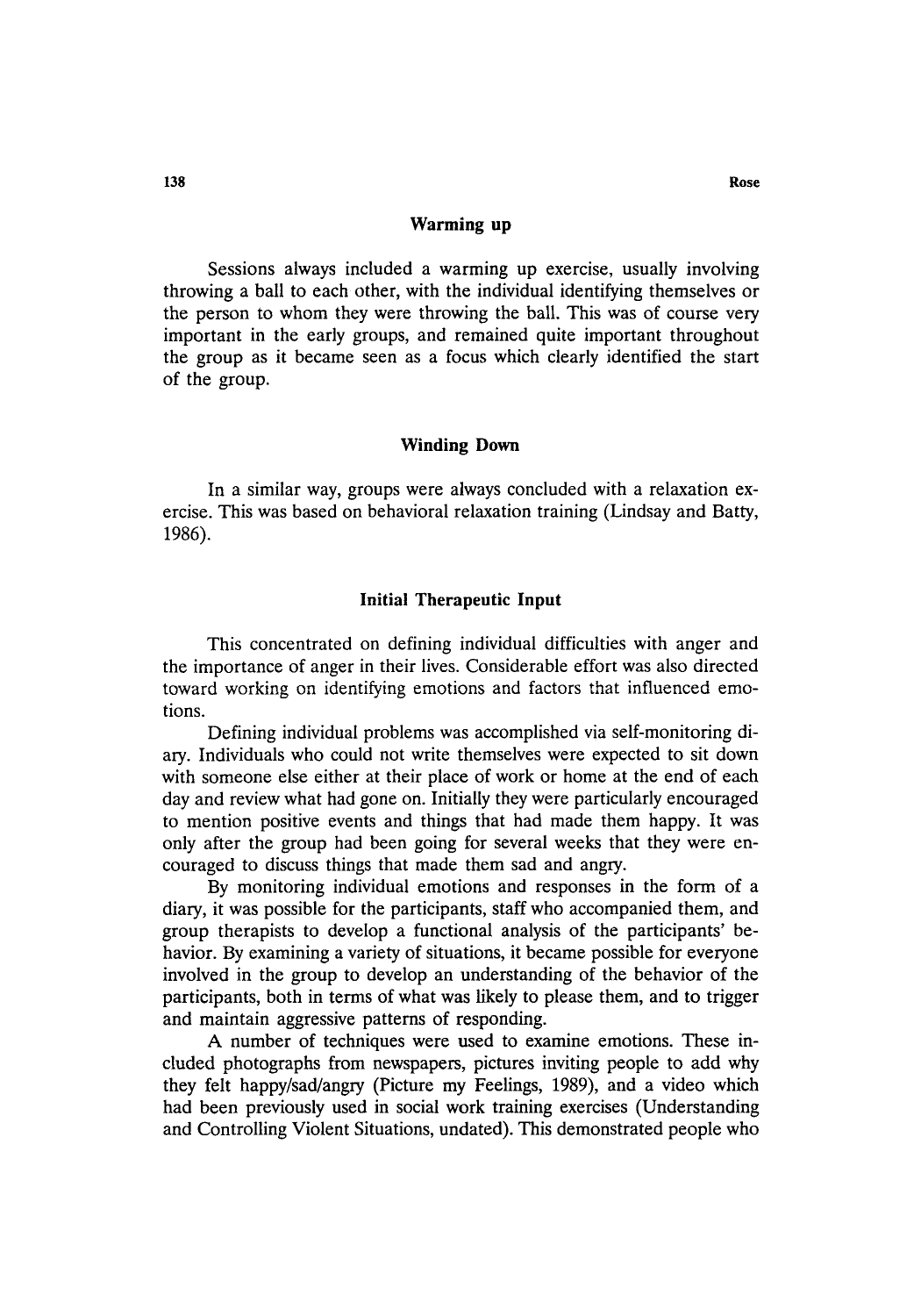### Warming up

Sessions always included a warming up exercise, usually involving throwing a ball to each other, with the individual identifying themselves or the person to whom they were throwing the ball. This was of course very important in the early groups, and remained quite important throughout the group as it became seen as a focus which clearly identified the start of the group.

### Winding Down

In a similar way, groups were always concluded with a relaxation exercise. This was based on behavioral relaxation training (Lindsay and Batty, 1986).

### Initial Therapeutic Input

This concentrated on defining individual difficulties with anger and the importance of anger in their lives. Considerable effort was also directed toward working on identifying emotions and factors that influenced emotions.

Defining individual problems was accomplished via self-monitoring diary. Individuals who could not write themselves were expected to sit down with someone else either at their place of work or home at the end of each day and review what had gone on. Initially they were particularly encouraged to mention positive events and things that had made them happy. It was only after the group had been going for several weeks that they were encouraged to discuss things that made them sad and angry.

By monitoring individual emotions and responses in the form of a diary, it was possible for the participants, staff who accompanied them, and group therapists to develop a functional analysis of the participants' behavior. By examining a variety of situations, it became possible for everyone involved in the group to develop an understanding of the behavior of the participants, both in terms of what was likely to please them, and to trigger and maintain aggressive patterns of responding.

A number of techniques were used to examine emotions. These included photographs from newspapers, pictures inviting people to add why they felt happy/sad/angry (Picture my Feelings, 1989), and a video which had been previously used in social work training exercises (Understanding and Controlling Violent Situations, undated). This demonstrated people who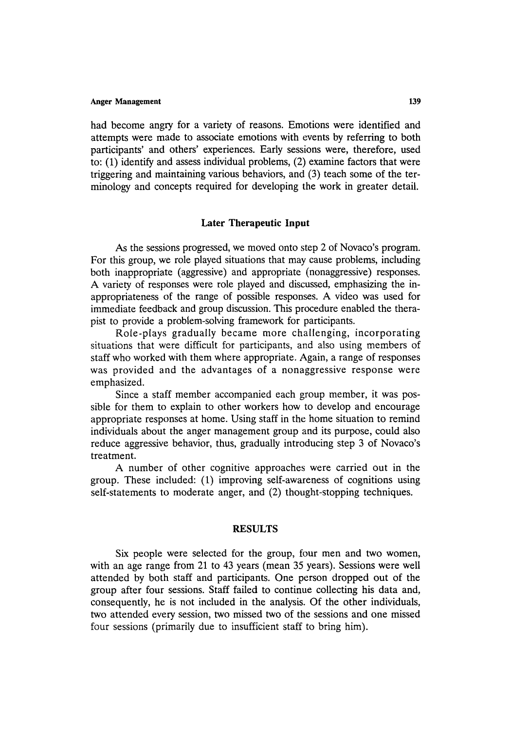had become angry for a variety of reasons. Emotions were identified and attempts were made to associate emotions with events by referring to both participants' and others' experiences. Early sessions were, therefore, used to: (1) identify and assess individual problems, (2) examine factors that were triggering and maintaining various behaviors, and (3) teach some of the terminology and concepts required for developing the work in greater detail.

### Later Therapeutic Input

As the sessions progressed, we moved onto step 2 of Novaco's program. For this group, we role played situations that may cause problems, including both inappropriate (aggressive) and appropriate (nonaggressive) responses. A variety of responses were role played and discussed, emphasizing the inappropriateness of the range of possible responses. A video was used for immediate feedback and group discussion. This procedure enabled the therapist to provide a problem-solving framework for participants.

Role-plays gradually became more challenging, incorporating situations that were difficult for participants, and also using members of staff who worked with them where appropriate. Again, a range of responses was provided and the advantages of a nonaggressive response were emphasized.

Since a staff member accompanied each group member, it was possible for them to explain to other workers how to develop and encourage appropriate responses at home. Using staff in the home situation to remind individuals about the anger management group and its purpose, could also reduce aggressive behavior, thus, gradually introducing step 3 of Novaco's treatment.

A number of other cognitive approaches were carried out in the group. These included: (1) improving self-awareness of cognitions using self-statements to moderate anger, and (2) thought-stopping techniques.

## RESULTS

Six people were selected for the group, four men and two women, with an age range from 21 to 43 years (mean 35 years). Sessions were well attended by both staff and participants. One person dropped out of the group after four sessions. Staff failed to continue collecting his data and, consequently, he is not included in the analysis. Of the other individuals, two attended every session, two missed two of the sessions and one missed four sessions (primarily due to insufficient staff to bring him).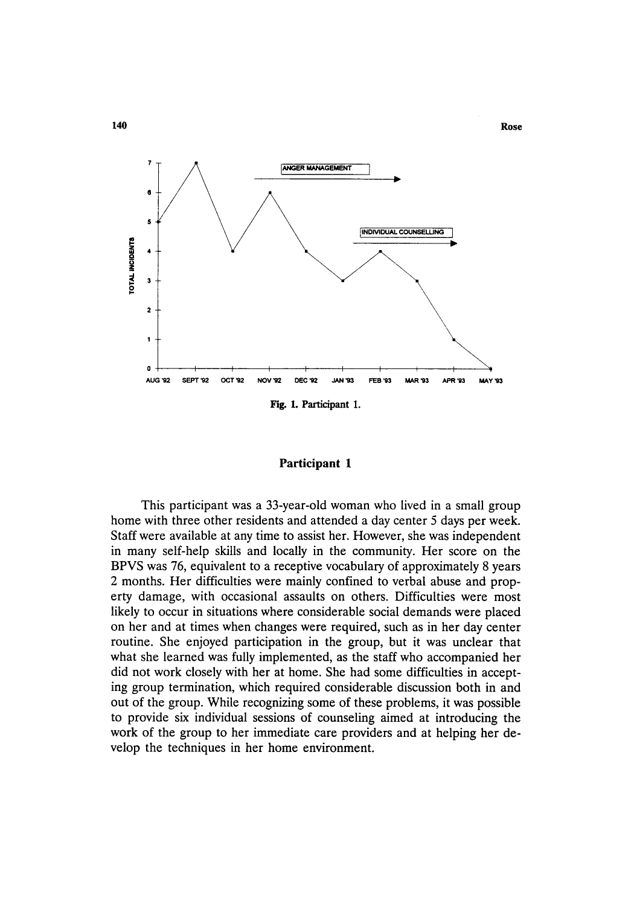Fig. 1. Participant 1.

## Participant 1

This participant was a 33-year-old woman who lived in a small group home with three other residents and attended a day center 5 days per week. Staff were available at any time to assist her. However, she was independent in many self-help skills and locally in the community. Her score on the BPVS was 76, equivalent to a receptive vocabulary of approximately 8 years 2 months. Her difficulties were mainly confined to verbal abuse and property damage, with occasional assaults on others. Difficulties were most likely to occur in situations where considerable social demands were placed on her and at times when changes were required, such as in her day center routine. She enjoyed participation in the group, but it was unclear that what she learned was fully implemented, as the staff who accompanied her did not work closely with her at home. She had some difficulties in accepting group termination, which required considerable discussion both in and out of the group. While recognizing some of these problems, it was possible to provide six individual sessions of counseling aimed at introducing the work of the group to her immediate care providers and at helping her develop the techniques in her home environment.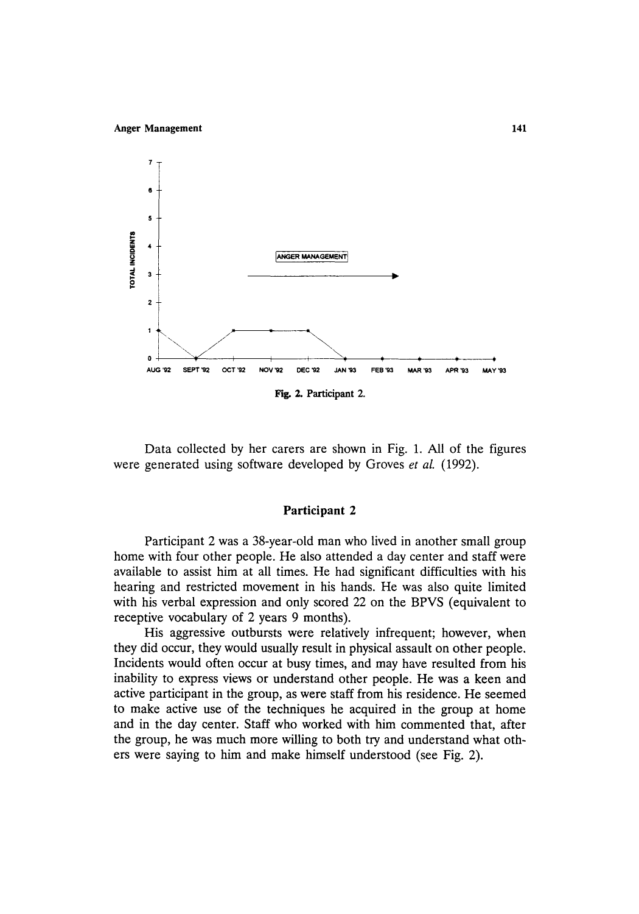Fig. 2. Participant 2.

Data collected by her carers are shown in Fig. 1. All of the figures were generated using software developed by Groves *et al.* (1992).

## Participant 2

Participant 2 was a 38-year-old man who lived in another small group home with four other people. He also attended a day center and staff were available to assist him at all times. He had significant difficulties with his hearing and restricted movement in his hands. He was also quite limited with his verbal expression and only scored 22 on the BPVS (equivalent to receptive vocabulary of 2 years 9 months).

His aggressive outbursts were relatively infrequent; however, when they did occur, they would usually result in physical assault on other people. Incidents would often occur at busy times, and may have resulted from his inability to express views or understand other people. He was a keen and active participant in the group, as were staff from his residence. He seemed to make active use of the techniques he acquired in the group at home and in the day center. Staff who worked with him commented that, after the group, he was much more willing to both try and understand what others were saying to him and make himself understood (see Fig. 2).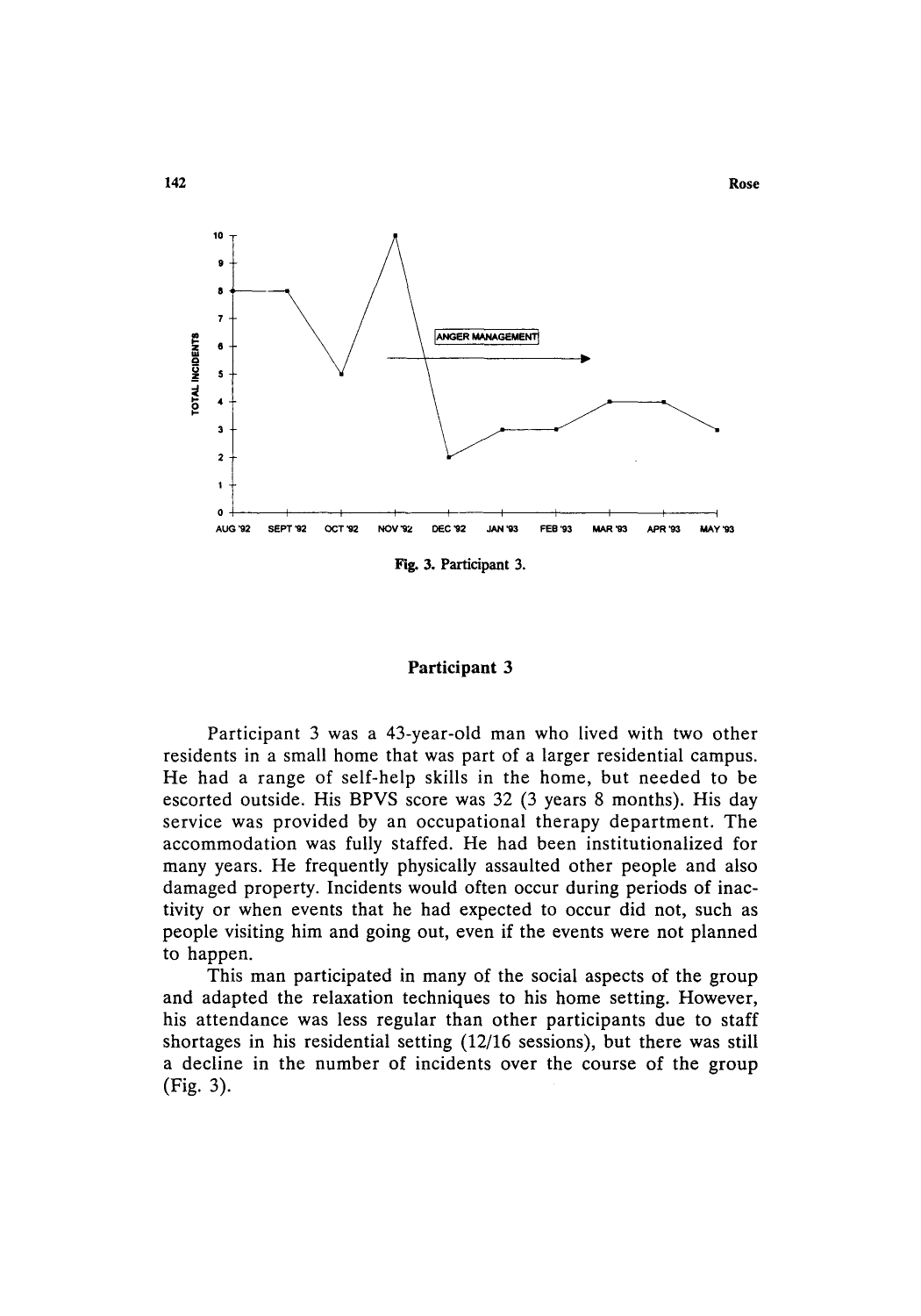Fig. 3. Participant 3.

## Participant 3

Participant 3 was a 43-year-old man who lived with two other residents in a small home that was part of a larger residential campus. He had a range of self-help skills in the home, but needed to be escorted outside. His BPVS score was 32 (3 years 8 months). His day service was provided by an occupational therapy department. The accommodation was fully staffed. He had been institutionalized for many years. He frequently physically assaulted other people and also damaged property. Incidents would often occur during periods of inactivity or when events that he had expected to occur did not, such as people visiting him and going out, even if the events were not planned to happen.

This man participated in many of the social aspects of the group and adapted the relaxation techniques to his home setting. However, his attendance was less regular than other participants due to staff shortages in his residential setting (12/16 sessions), but there was still a decline in the number of incidents over the course of the group (Fig. 3).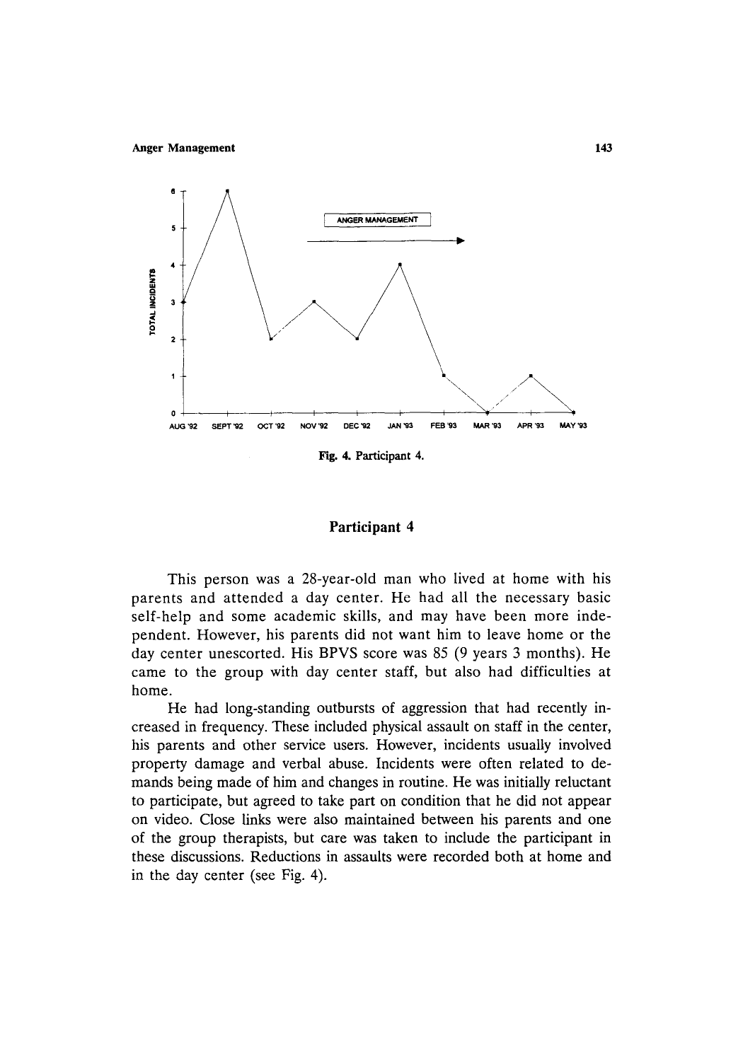Fig. 4. Participant 4.

## Participant 4

This person was a 28-year-old man who lived at home with his parents and attended a day center. He had all the necessary basic self-help and some academic skills, and may have been more independent. However, his parents did not want him to leave home or the day center unescorted. His BPVS score was 85 (9 years 3 months). He came to the group with day center staff, but also had difficulties at home.

He had long-standing outbursts of aggression that had recently increased in frequency. These included physical assault on staff in the center, his parents and other service users. However, incidents usually involved property damage and verbal abuse. Incidents were often related to demands being made of him and changes in routine. He was initially reluctant to participate, but agreed to take part on condition that he did not appear on video. Close links were also maintained between his parents and one of the group therapists, but care was taken to include the participant in these discussions. Reductions in assaults were recorded both at home and in the day center (see Fig. 4).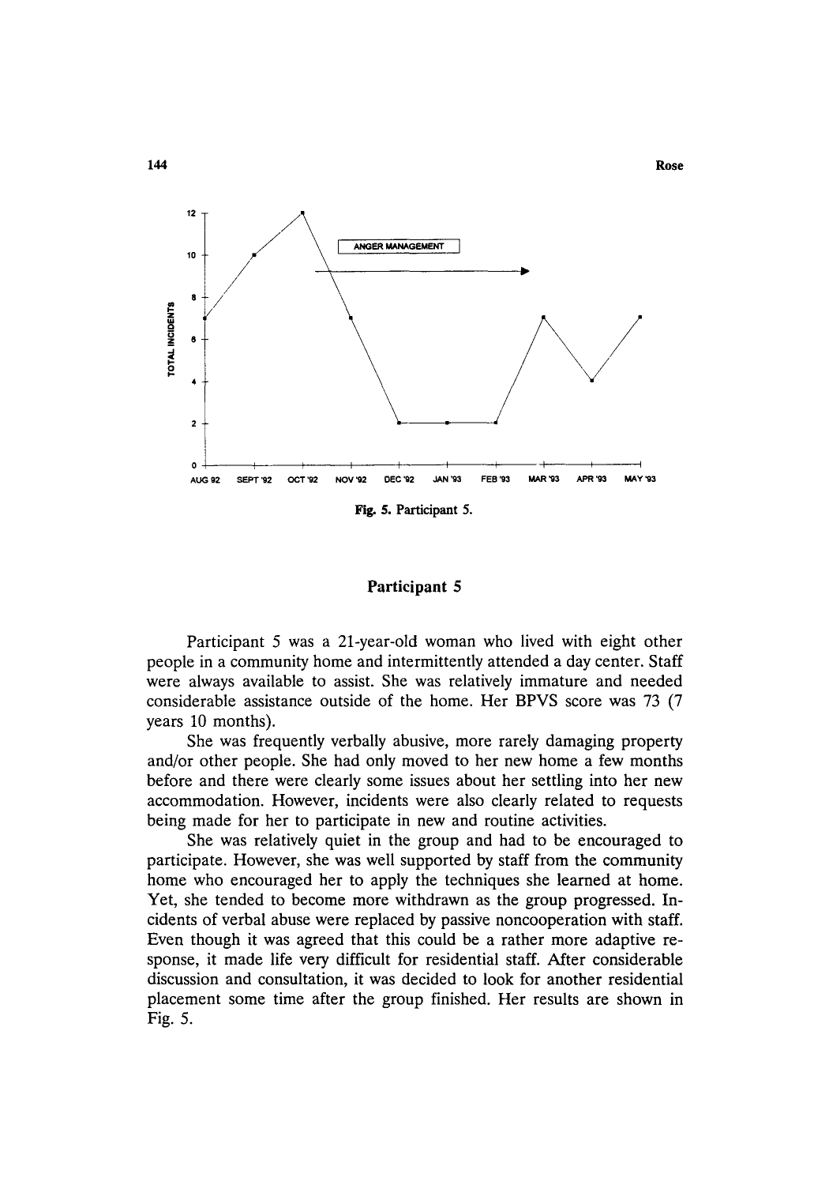Fig. 5. Participant 5.

## Participant 5

Participant 5 was a 21-year-old woman who lived with eight other people in a community home and intermittently attended a day center. Staff were always available to assist. She was relatively immature and needed considerable assistance outside of the home. Her BPVS score was 73 (7 years 10 months).

She was frequently verbally abusive, more rarely damaging property and/or other people. She had only moved to her new home a few months before and there were clearly some issues about her settling into her new accommodation. However, incidents were also clearly related to requests being made for her to participate in new and routine activities.

She was relatively quiet in the group and had to be encouraged to participate. However, she was well supported by staff from the community home who encouraged her to apply the techniques she learned at home. Yet, she tended to become more withdrawn as the group progressed. Incidents of verbal abuse were replaced by passive noncooperation with staff. Even though it was agreed that this could be a rather more adaptive response, it made life very difficult for residential staff. After considerable discussion and consultation, it was decided to look for another residential placement some time after the group finished. Her results are shown in Fig. 5.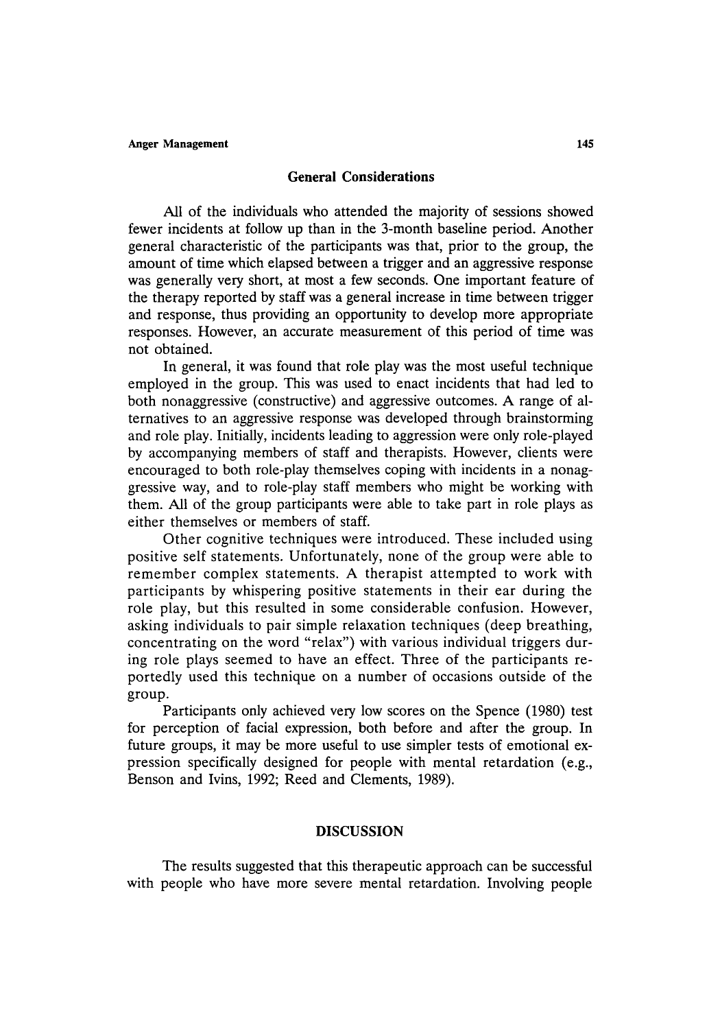### General Considerations

All of the individuals who attended the majority of sessions showed fewer incidents at follow up than in the 3-month baseline period. Another general characteristic of the participants was that, prior to the group, the amount of time which elapsed between a trigger and an aggressive response was generally very short, at most a few seconds. One important feature of the therapy reported by staff was a general increase in time between trigger and response, thus providing an opportunity to develop more appropriate responses. However, an accurate measurement of this period of time was not obtained.

In general, it was found that role play was the most useful technique employed in the group. This was used to enact incidents that had led to both nonaggressive (constructive) and aggressive outcomes. A range of alternatives to an aggressive response was developed through brainstorming and role play. Initially, incidents leading to aggression were only role-played by accompanying members of staff and therapists. However, clients were encouraged to both role-play themselves coping with incidents in a nonaggressive way, and to role-play staff members who might be working with them. All of the group participants were able to take part in role plays as either themselves or members of staff.

Other cognitive techniques were introduced. These included using positive self statements. Unfortunately, none of the group were able to remember complex statements. A therapist attempted to work with participants by whispering positive statements in their ear during the role play, but this resulted in some considerable confusion. However, asking individuals to pair simple relaxation techniques (deep breathing, concentrating on the word "relax") with various individual triggers during role plays seemed to have an effect. Three of the participants reportedly used this technique on a number of occasions outside of the group.

Participants only achieved very low scores on the Spence (1980) test for perception of facial expression, both before and after the group. In future groups, it may be more useful to use simpler tests of emotional expression specifically designed for people with mental retardation (e.g., Benson and Ivins, 1992; Reed and Clements, 1989).

## DISCUSSION

The results suggested that this therapeutic approach can be successful with people who have more severe mental retardation. Involving people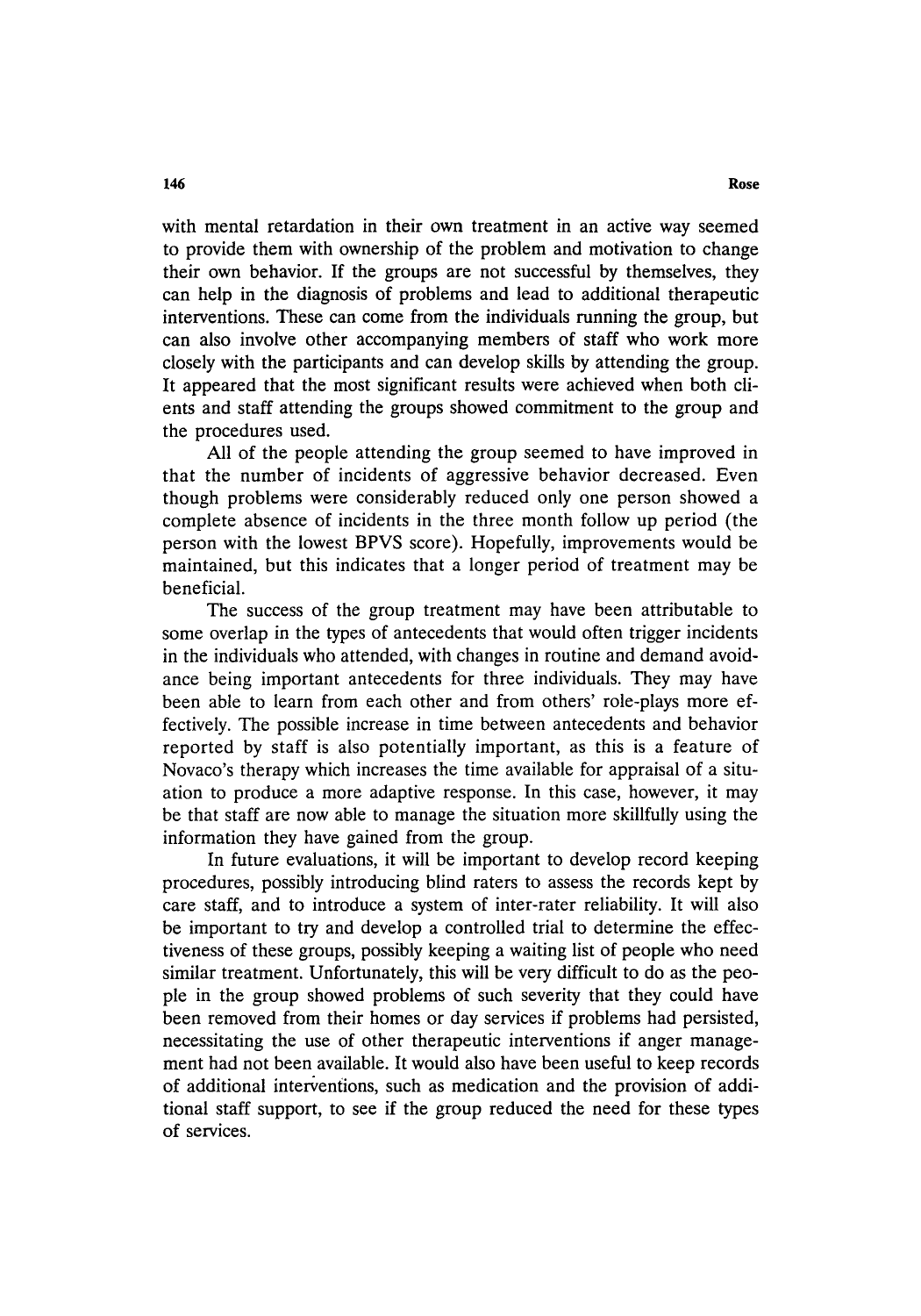with mental retardation in their own treatment in an active way seemed to provide them with ownership of the problem and motivation to change their own behavior. If the groups are not successful by themselves, they can help in the diagnosis of problems and lead to additional therapeutic interventions. These can come from the individuals running the group, but can also involve other accompanying members of staff who work more closely with the participants and can develop skills by attending the group. It appeared that the most significant results were achieved when both clients and staff attending the groups showed commitment to the group and the procedures used.

All of the people attending the group seemed to have improved in that the number of incidents of aggressive behavior decreased. Even though problems were considerably reduced only one person showed a complete absence of incidents in the three month follow up period (the person with the lowest BPVS score). Hopefully, improvements would be maintained, but this indicates that a longer period of treatment may be beneficial.

The success of the group treatment may have been attributable to some overlap in the types of antecedents that would often trigger incidents in the individuals who attended, with changes in routine and demand avoidance being important antecedents for three individuals. They may have been able to learn from each other and from others' role-plays more effectively. The possible increase in time between antecedents and behavior reported by staff is also potentially important, as this is a feature of Novaco's therapy which increases the time available for appraisal of a situation to produce a more adaptive response. In this case, however, it may be that staff are now able to manage the situation more skillfully using the information they have gained from the group.

In future evaluations, it will be important to develop record keeping procedures, possibly introducing blind raters to assess the records kept by care staff, and to introduce a system of inter-rater reliability. It will also be important to try and develop a controlled trial to determine the effectiveness of these groups, possibly keeping a waiting list of people who need similar treatment. Unfortunately, this will be very difficult to do as the people in the group showed problems of such severity that they could have been removed from their homes or day services if problems had persisted, necessitating the use of other therapeutic interventions if anger management had not been available. It would also have been useful to keep records of additional interventions, such as medication and the provision of additional staff support, to see if the group reduced the need for these types of services.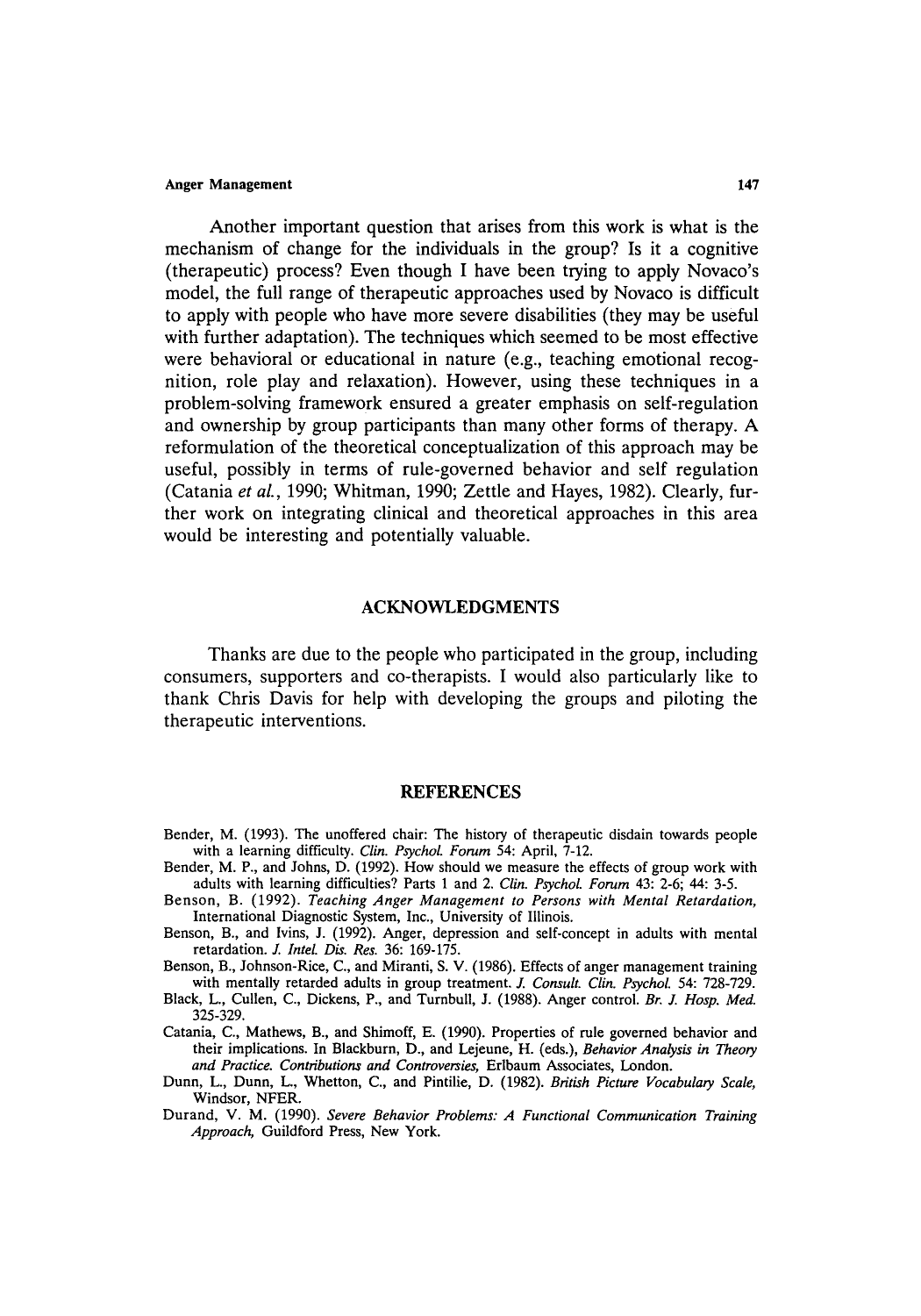Another important question that arises from this work is what is the mechanism of change for the individuals in the group? Is it a cognitive (therapeutic) process? Even though I have been trying to apply Novaco's model, the full range of therapeutic approaches used by Novaco is difficult to apply with people who have more severe disabilities (they may be useful with further adaptation). The techniques which seemed to be most effective were behavioral or educational in nature (e.g., teaching emotional recognition, role play and relaxation). However, using these techniques in a problem-solving framework ensured a greater emphasis on self-regulation and ownership by group participants than many other forms of therapy. A reformulation of the theoretical conceptualization of this approach may be useful, possibly in terms of rule-governed behavior and self regulation (Catania *et al.*, 1990; Whitman, 1990; Zettle and Hayes, 1982). Clearly, further work on integrating clinical and theoretical approaches in this area would be interesting and potentially valuable.

## ACKNOWLEDGMENTS

Thanks are due to the people who participated in the group, including consumers, supporters and co-therapists. I would also particularly like to thank Chris Davis for help with developing the groups and piloting the therapeutic interventions.

## REFERENCES

Bender, M. (1993). The unoffered chair: The history of therapeutic disdain towards people with a learning difficulty. *Clin. Psychol. Forum* 54: April, 7-12.

Bender, M. P., and Johns, D. (1992). How should we measure the effects of group work with adults with learning difficulties? Parts 1 and 2. *Clin. Psychol. Forum* 43: 2-6; 44: 3-5.

Benson, B. (1992). *Teaching Anger Management to Persons with Mental Retardation*, International Diagnostic System, Inc., University of Illinois.

Benson, B., and Ivins, J. (1992). Anger, depression and self-concept in adults with mental retardation. *J. Intel. Dis. Res.* 36: 169-175.

Benson, B., Johnson-Rice, C., and Miranti, S. V. (1986). Effects of anger management training with mentally retarded adults in group treatment. *J. Consult. Clin. Psychol.* 54: 728-729.

Black, L., Cullen, C., Dickens, P., and Turnbull, J. (1988). Anger control. *Br. J. Hosp. Med.* 325-329.

Catania, C., Mathews, B., and Shimoff, E. (1990). Properties of rule governed behavior and their implications. In Blackburn, D., and Lejeune, H. (eds.), *Behavior Analysis in Theory and Practice. Contributions and Controversies*, Erlbaum Associates, London.

Dunn, L., Dunn, L., Whetton, C., and Pintilie, D. (1982). *British Picture Vocabulary Scale*, Windsor, NFER.

Durand, V. M. (1990). *Severe Behavior Problems: A Functional Communication Training Approach*, Guildford Press, New York.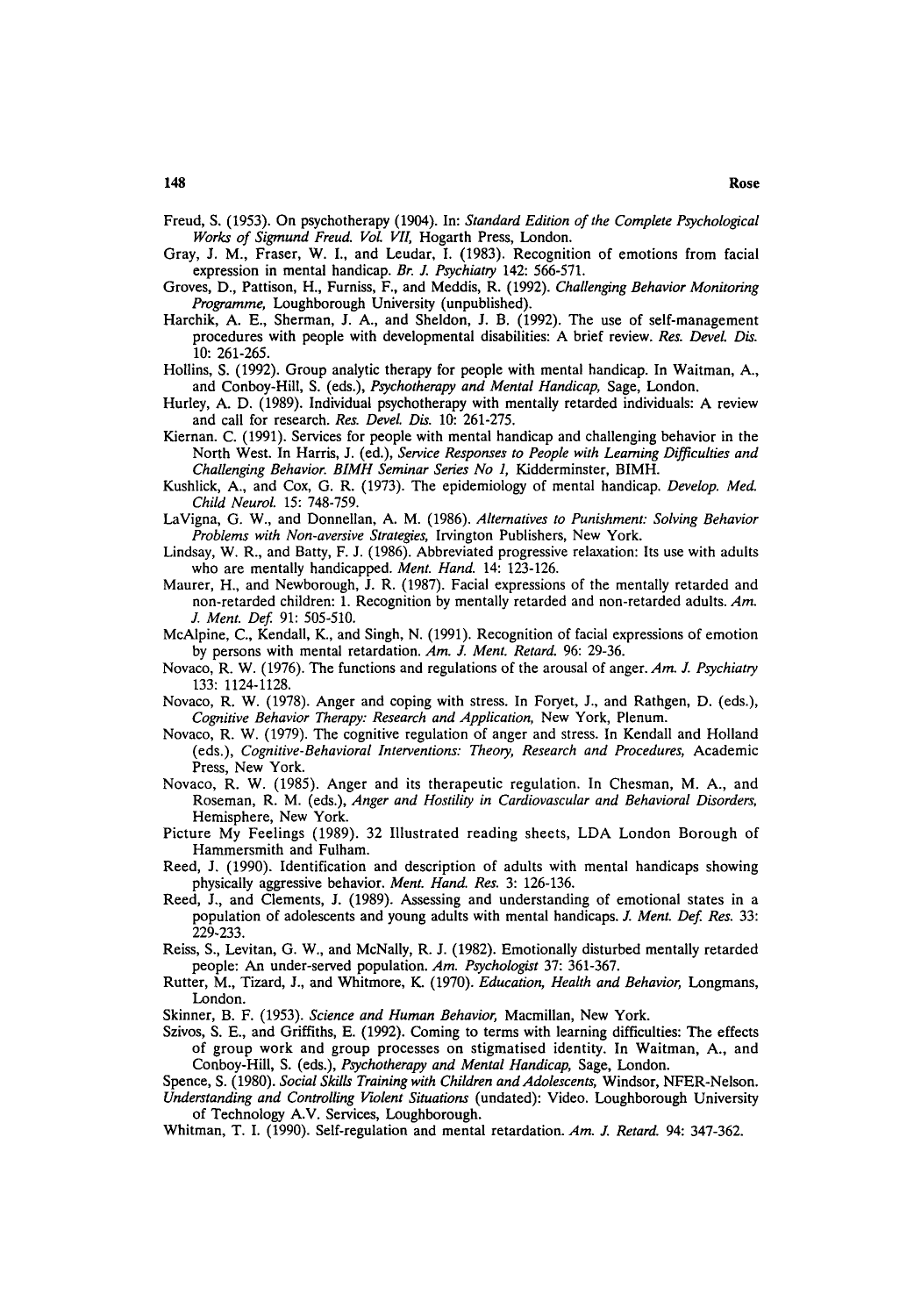Freud, S. (1953). On psychotherapy (1904). In: *Standard Edition of the Complete Psychological Works of Sigmund Freud. Vol. VII,* Hogarth Press, London.

Gray, J. M., Fraser, W. I., and Leudar, I. (1983). Recognition of emotions from facial expression in mental handicap. *Br. J. Psychiatry* 142: 566-571.

Groves, D., Pattison, H., Furniss, F., and Meddis, R. (1992). *Challenging Behavior Monitoring Programme,* Loughborough University (unpublished).

Harchik, A. E., Sherman, J. A., and Sheldon, J. B. (1992). The use of self-management procedures with people with developmental disabilities: A brief review. *Res. Devel. Dis.* 10: 261-265.

Hollins, S. (1992). Group analytic therapy for people with mental handicap. In Waitman, A., and Conboy-Hill, S. (eds.), *Psychotherapy and Mental Handicap,* Sage, London.

Hurley, A. D. (1989). Individual psychotherapy with mentally retarded individuals: A review and call for research. *Res. Devel. Dis.* 10: 261-275.

Kiernan. C. (1991). Services for people with mental handicap and challenging behavior in the North West. In Harris, J. (ed.), *Service Responses to People with Learning Difficulties and Challenging Behavior. BIMH Seminar Series No 1,* Kidderminster, BIMH.

Kushlick, A., and Cox, G. R. (1973). The epidemiology of mental handicap. *Develop. Med. Child Neurol.* 15: 748-759.

LaVigna, G. W., and Donnellan, A. M. (1986). *Alternatives to Punishment: Solving Behavior Problems with Non-aversive Strategies,* Irvington Publishers, New York.

Lindsay, W. R., and Batty, F. J. (1986). Abbreviated progressive relaxation: Its use with adults who are mentally handicapped. *Ment. Hand.* 14: 123-126.

Maurer, H., and Newborough, J. R. (1987). Facial expressions of the mentally retarded and non-retarded children: 1. Recognition by mentally retarded and non-retarded adults. *Am. J. Ment. Def.* 91: 505-510.

McAlpine, C., Kendall, K., and Singh, N. (1991). Recognition of facial expressions of emotion by persons with mental retardation. *Am. J. Ment. Retard.* 96: 29-36.

Novaco, R. W. (1976). The functions and regulations of the arousal of anger. *Am. J. Psychiatry* 133: 1124-1128.

Novaco, R. W. (1978). Anger and coping with stress. In Foryet, J., and Rathgen, D. (eds.), *Cognitive Behavior Therapy: Research and Application,* New York, Plenum.

Novaco, R. W. (1979). The cognitive regulation of anger and stress. In Kendall and Holland (eds.), *Cognitive-Behavioral Interventions: Theory, Research and Procedures,* Academic Press, New York.

Novaco, R. W. (1985). Anger and its therapeutic regulation. In Chesman, M. A., and Roseman, R. M. (eds.), *Anger and Hostility in Cardiovascular and Behavioral Disorders,* Hemisphere, New York.

Picture My Feelings (1989). 32 Illustrated reading sheets, LDA London Borough of Hammersmith and Fulham.

Reed, J. (1990). Identification and description of adults with mental handicaps showing physically aggressive behavior. *Ment. Hand. Res.* 3: 126-136.

Reed, J., and Clements, J. (1989). Assessing and understanding of emotional states in a population of adolescents and young adults with mental handicaps. *J. Ment. Def. Res.* 33: 229-233.

Reiss, S., Levitan, G. W., and McNally, R. J. (1982). Emotionally disturbed mentally retarded people: An under-served population. *Am. Psychologist* 37: 361-367.

Rutter, M., Tizard, J., and Whitmore, K. (1970). *Education, Health and Behavior,* Longmans, London.

Skinner, B. F. (1953). *Science and Human Behavior,* Macmillan, New York.

Szivos, S. E., and Griffiths, E. (1992). Coming to terms with learning difficulties: The effects of group work and group processes on stigmatised identity. In Waitman, A., and Conboy-Hill, S. (eds.), *Psychotherapy and Mental Handicap,* Sage, London.

Spence, S. (1980). *Social Skills Training with Children and Adolescents,* Windsor, NFER-Nelson.

*Understanding and Controlling Violent Situations* (undated): Video. Loughborough University of Technology A.V. Services, Loughborough.

Whitman, T. I. (1990). Self-regulation and mental retardation. *Am. J. Retard.* 94: 347-362.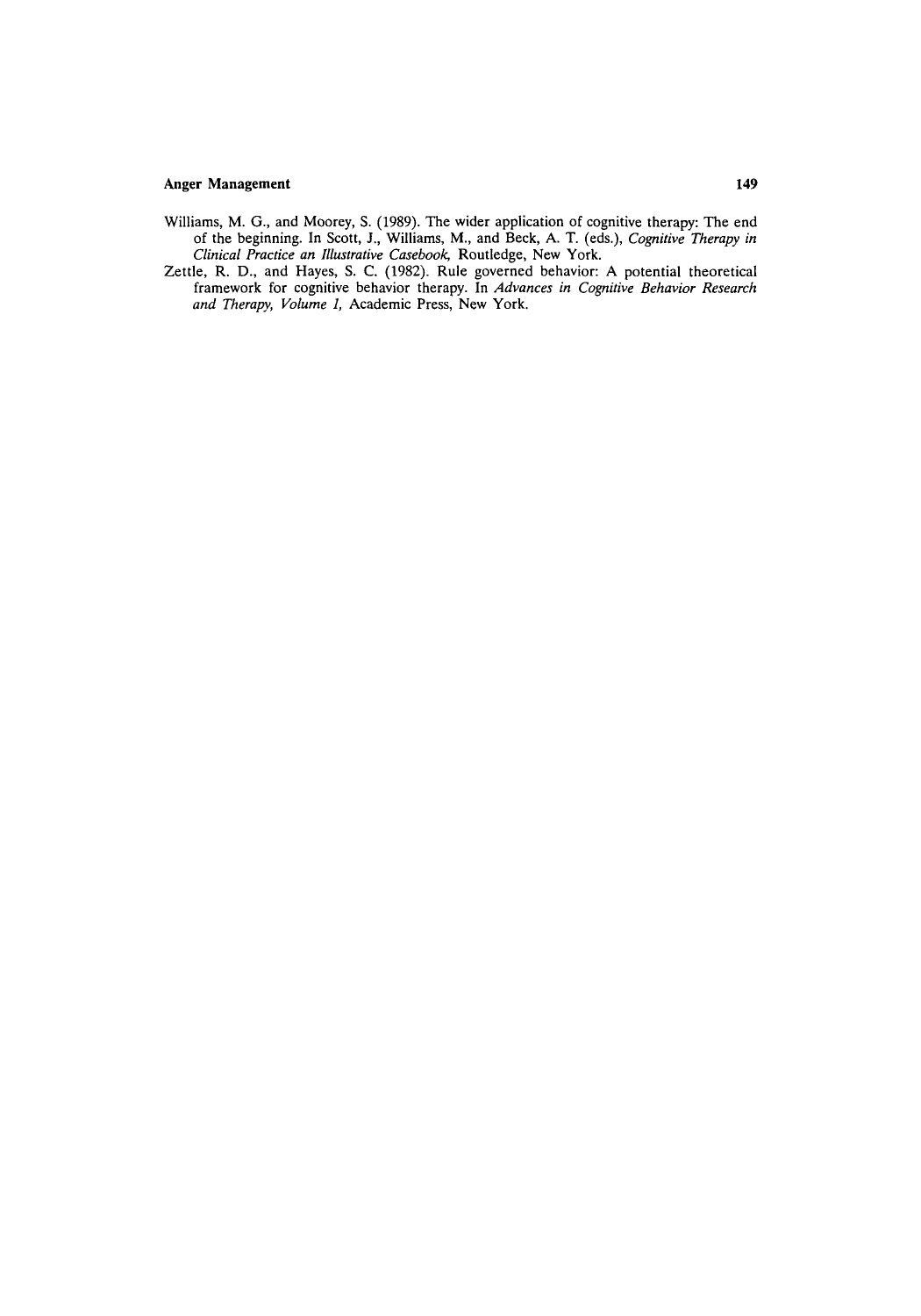Williams, M. G., and Moorey, S. (1989). The wider application of cognitive therapy: The end of the beginning. In Scott, J., Williams, M., and Beck, A. T. (eds.), *Cognitive Therapy in Clinical Practice an Illustrative Casebook,* Routledge, New York.

Zettle, R. D., and Hayes, S. C. (1982). Rule governed behavior: A potential theoretical framework for cognitive behavior therapy. In *Advances in Cognitive Behavior Research and Therapy, Volume 1,* Academic Press, New York.